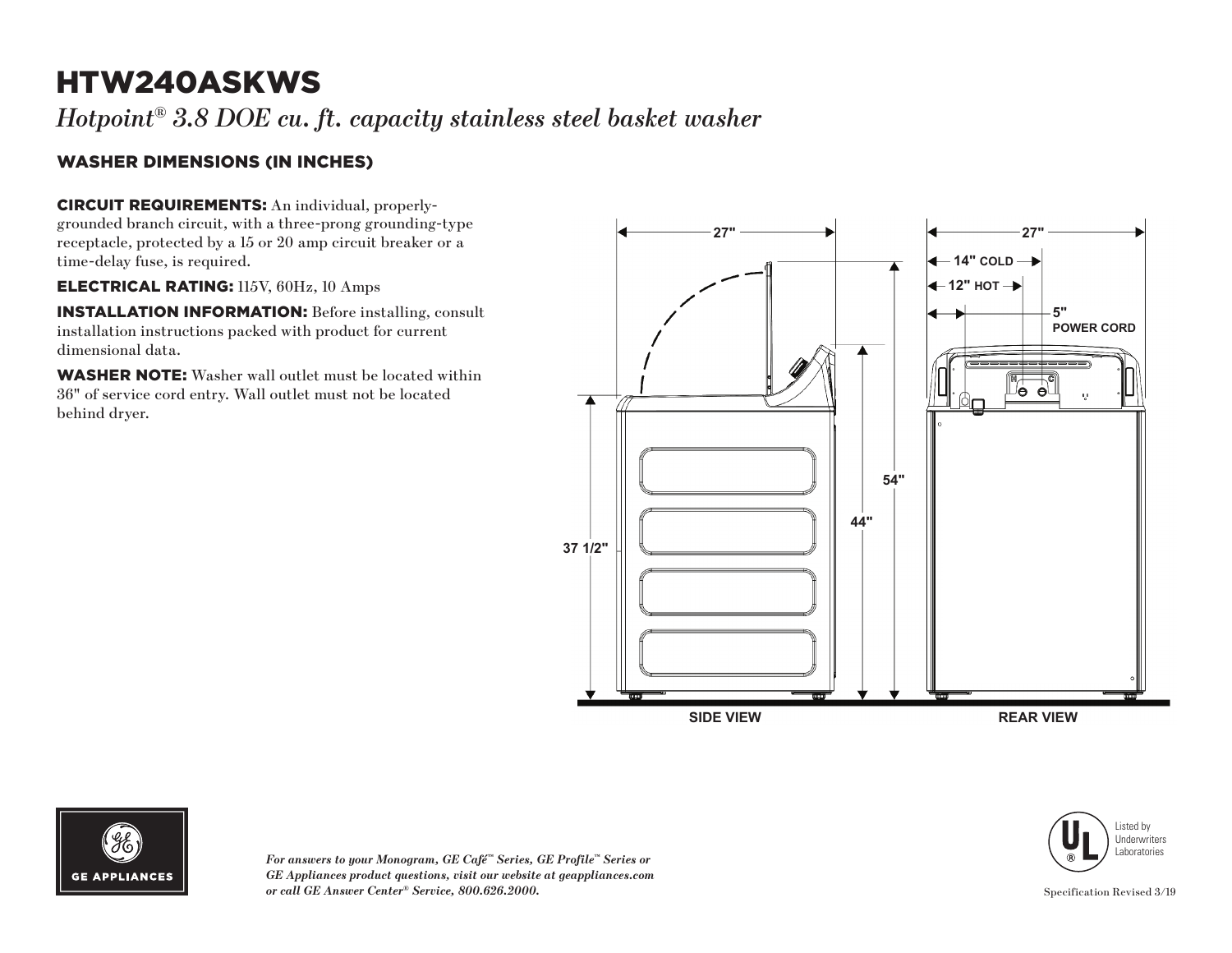# HTW240ASKWS

*Hotpoint® 3.8 DOE cu. ft. capacity stainless steel basket washer*

## WASHER DIMENSIONS (IN INCHES)

**CIRCUIT REQUIREMENTS:** An individual, properly-grounded branch circuit, with a three-prong grounding-type receptacle, protected by a 15 or 20 amp circuit breaker or a time-delay fuse, is required.

**ELECTRICAL RATING:** 115V, 60Hz, 10 Amps

**INSTALLATION INFORMATION:** Before installing, consult installation instructions packed with product for current dimensional data.

**WASHER NOTE:** Washer wall outlet must be located within 36" of service cord entry. Wall outlet must not be located behind dryer.

27"

37 1/2"

44"

54"

SIDE VIEW

27"

14" COLD

12" HOT

5" POWER CORD

REAR VIEW

GE APPLIANCES

*For answers to your Monogram, GE Café™ Series, GE Profile™ Series or GE Appliances product questions, visit our website at geappliances.com or call GE Answer Center® Service, 800.626.2000.*

Listed by Underwriters Laboratories

Specification Revised 3/19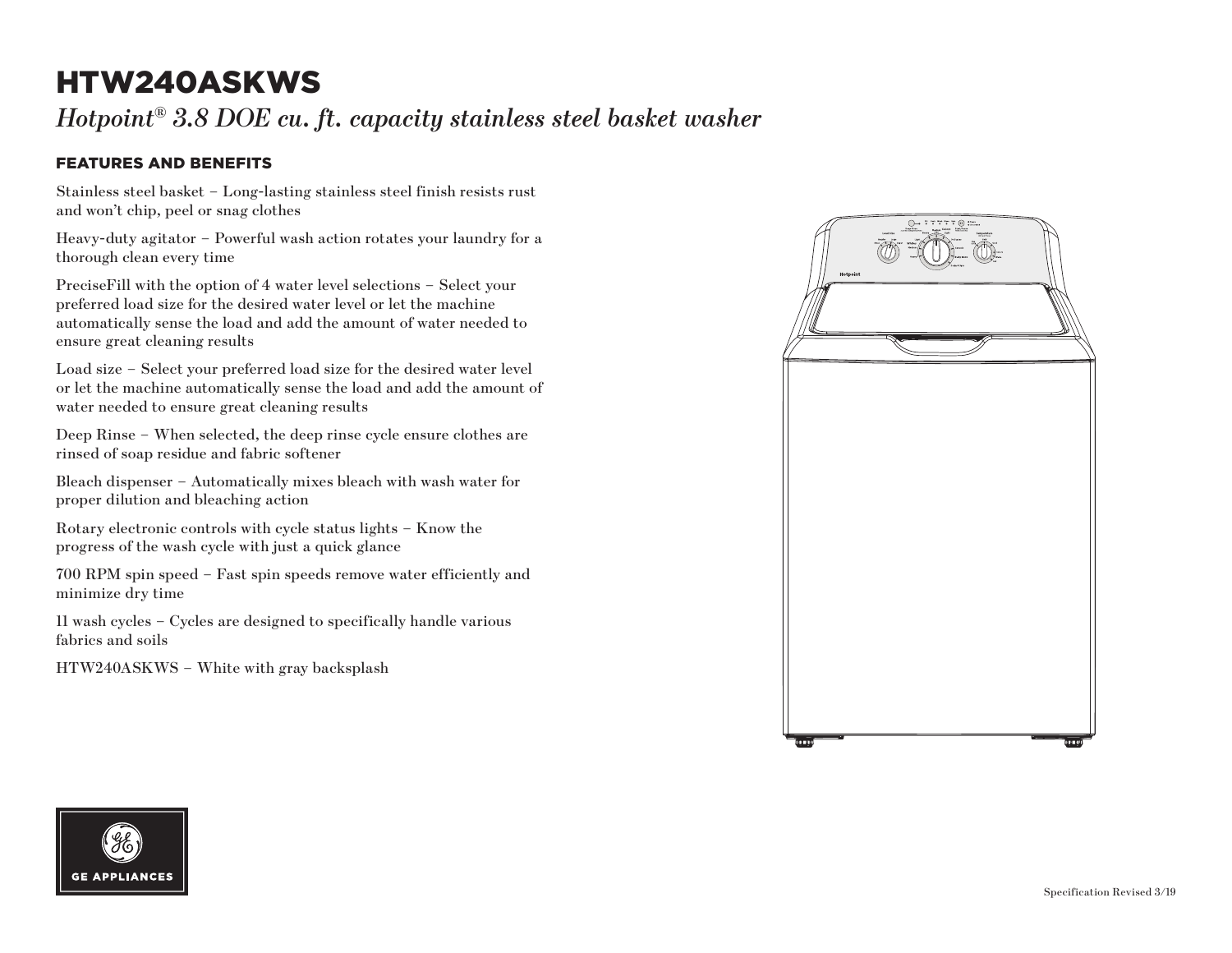# HTW240ASKWS

*Hotpoint® 3.8 DOE cu. ft. capacity stainless steel basket washer*

## FEATURES AND BENEFITS

Stainless steel basket – Long-lasting stainless steel finish resists rust and won't chip, peel or snag clothes

Heavy-duty agitator – Powerful wash action rotates your laundry for a thorough clean every time

PreciseFill with the option of 4 water level selections – Select your preferred load size for the desired water level or let the machine automatically sense the load and add the amount of water needed to ensure great cleaning results

Load size – Select your preferred load size for the desired water level or let the machine automatically sense the load and add the amount of water needed to ensure great cleaning results

Deep Rinse – When selected, the deep rinse cycle ensure clothes are rinsed of soap residue and fabric softener

Bleach dispenser – Automatically mixes bleach with wash water for proper dilution and bleaching action

Rotary electronic controls with cycle status lights – Know the progress of the wash cycle with just a quick glance

700 RPM spin speed – Fast spin speeds remove water efficiently and minimize dry time

11 wash cycles – Cycles are designed to specifically handle various fabrics and soils

HTW240ASKWS – White with gray backsplash

GE APPLIANCES

Specification Revised 3/19